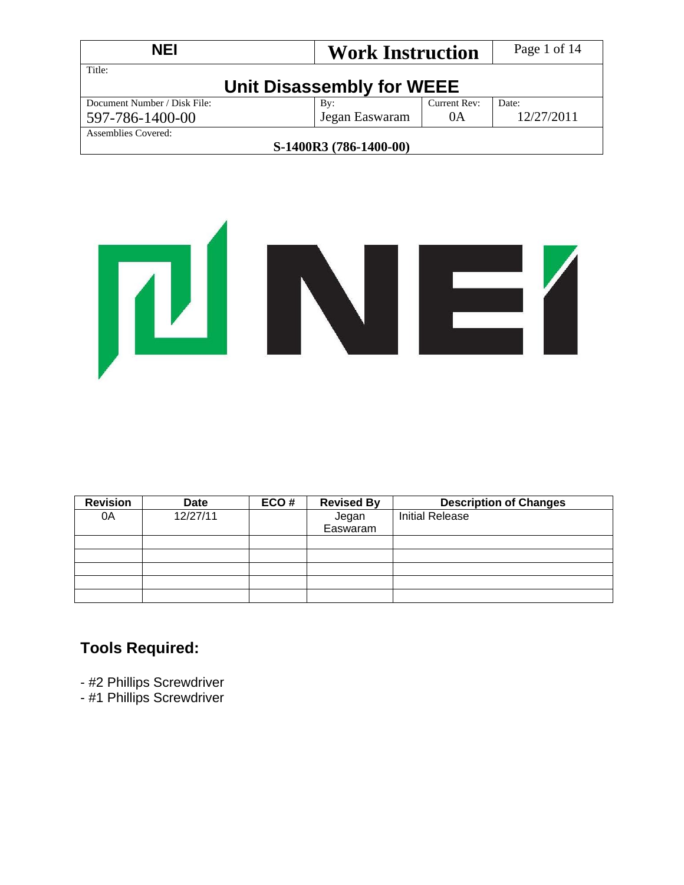| NEI | Work Instruction | | |
|---|---|---|---|
| Title: | | | |
| **Unit Disassembly for WEEE** | | | |
| Document Number / Disk File: 597-786-1400-00 | By: Jegan Easwaram | Current Rev: 0A | Date: 12/27/2011 |
| Assemblies Covered: **S-1400R3 (786-1400-00)** | | | |

| Revision | Date | ECO # | Revised By | Description of Changes |
|---|---|---|---|---|
| 0A | 12/27/11 | | Jegan Easwaram | Initial Release |
| | | | | |
| | | | | |
| | | | | |
| | | | | |
| | | | | |

## Tools Required:

- #2 Phillips Screwdriver
- #1 Phillips Screwdriver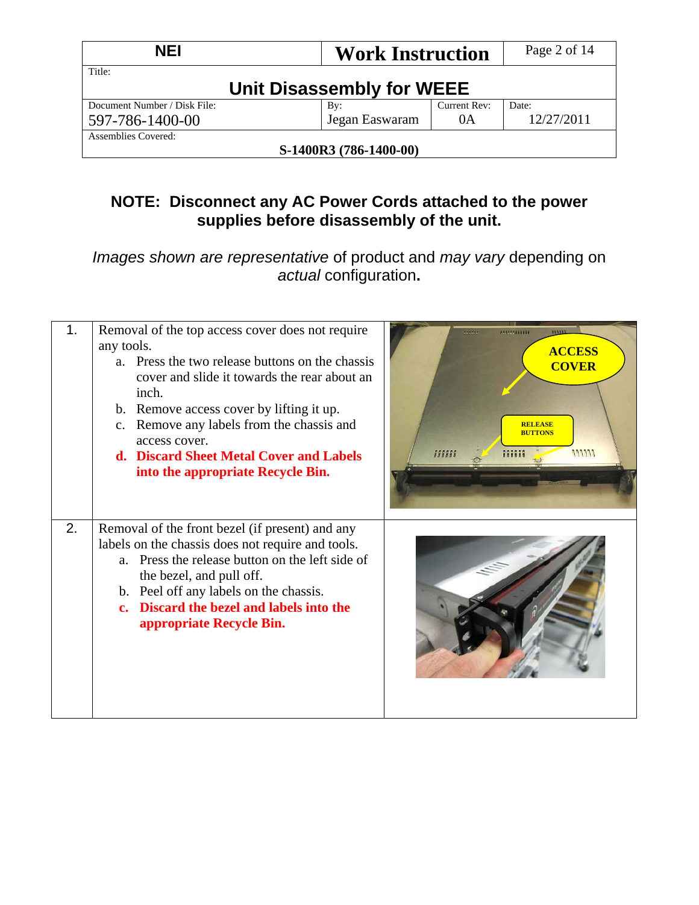| NEI | Work Instruction | |
|---|---|---|
| Title: **Unit Disassembly for WEEE** | | |
| Document Number / Disk File: 597-786-1400-00 | By: Jegan Easwaram | Current Rev: 0A | Date: 12/27/2011 |
| Assemblies Covered: **S-1400R3 (786-1400-00)** | | |

**NOTE: Disconnect any AC Power Cords attached to the power supplies before disassembly of the unit.**

*Images shown are representative* of product and *may vary* depending on *actual* configuration**.**

| | | |
|---|---|---|
| 1. | Removal of the top access cover does not require any tools.<br>a. Press the two release buttons on the chassis cover and slide it towards the rear about an inch.<br>b. Remove access cover by lifting it up.<br>c. Remove any labels from the chassis and access cover.<br>**d. Discard Sheet Metal Cover and Labels into the appropriate Recycle Bin.** | |
| 2. | Removal of the front bezel (if present) and any labels on the chassis does not require and tools.<br>a. Press the release button on the left side of the bezel, and pull off.<br>b. Peel off any labels on the chassis.<br>**c. Discard the bezel and labels into the appropriate Recycle Bin.** | |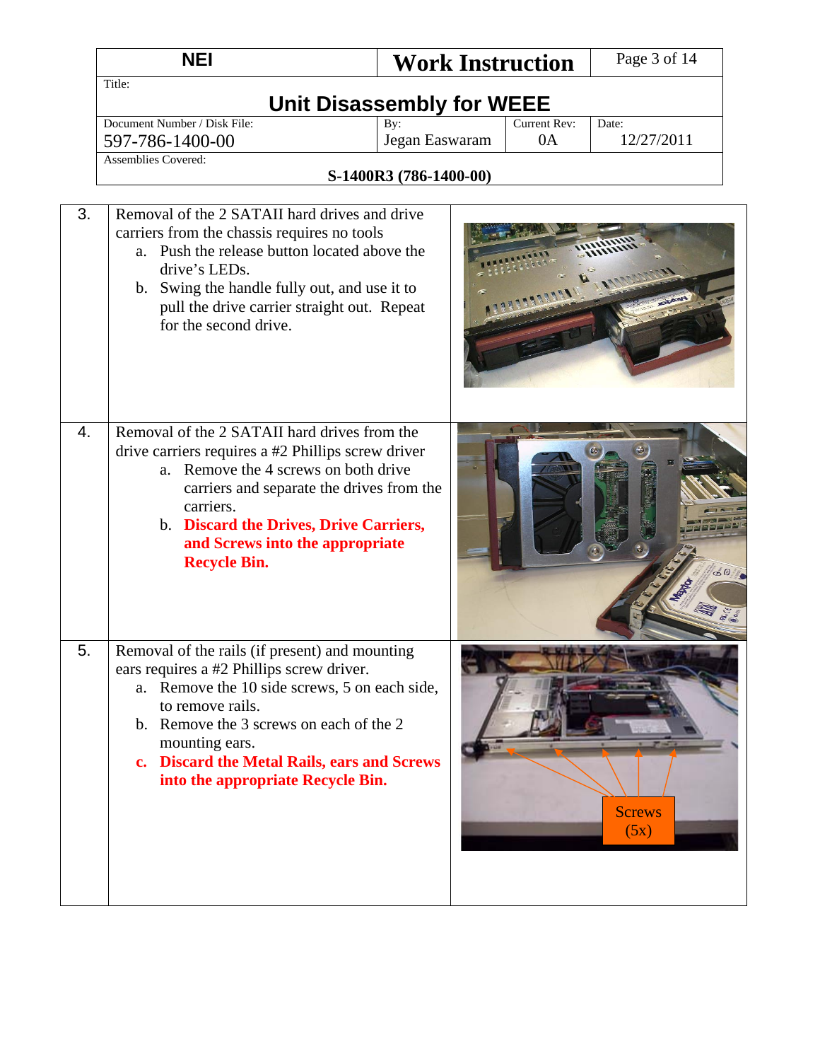| | | |
|---|---|---|
| 3. | Removal of the 2 SATAII hard drives and drive carriers from the chassis requires no tools<br>a. Push the release button located above the drive's LEDs.<br>b. Swing the handle fully out, and use it to pull the drive carrier straight out. Repeat for the second drive. | |
| 4. | Removal of the 2 SATAII hard drives from the drive carriers requires a #2 Phillips screw driver<br>a. Remove the 4 screws on both drive carriers and separate the drives from the carriers.<br>b. **Discard the Drives, Drive Carriers, and Screws into the appropriate Recycle Bin.** | |
| 5. | Removal of the rails (if present) and mounting ears requires a #2 Phillips screw driver.<br>a. Remove the 10 side screws, 5 on each side, to remove rails.<br>b. Remove the 3 screws on each of the 2 mounting ears.<br>**c. Discard the Metal Rails, ears and Screws into the appropriate Recycle Bin.** | Screws (5x) |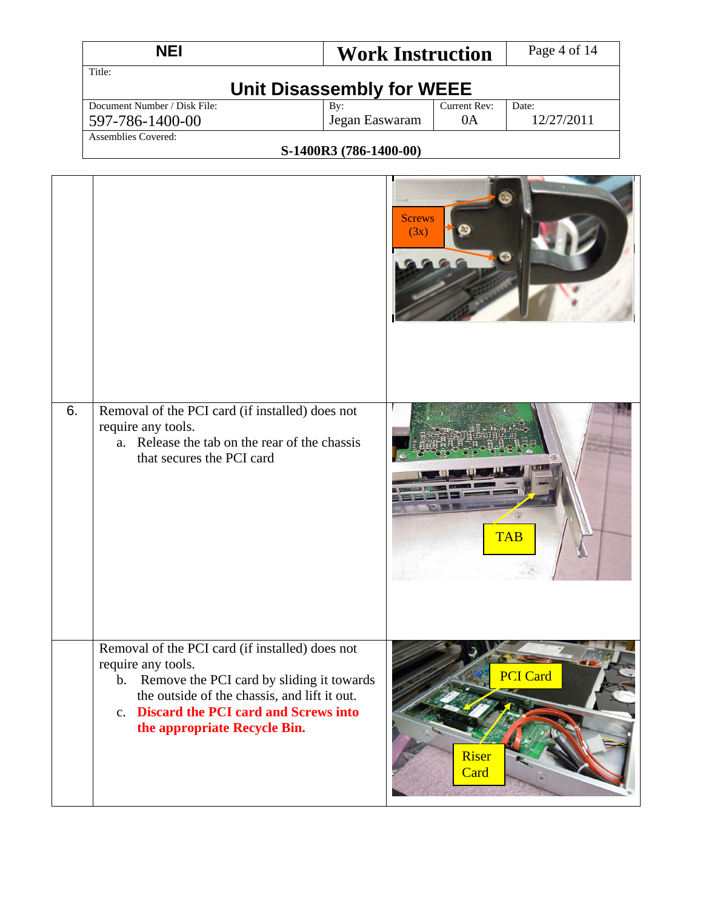| NEI | Work Instruction | |
|---|---|---|
| Title: **Unit Disassembly for WEEE** | | |
| Document Number / Disk File: 597-786-1400-00 | By: Jegan Easwaram | Current Rev: 0A | Date: 12/27/2011 |
| Assemblies Covered: **S-1400R3 (786-1400-00)** | | |

| | | |
|---|---|---|
| | | Screws (3x) |
| 6. | Removal of the PCI card (if installed) does not require any tools.<br>a. Release the tab on the rear of the chassis that secures the PCI card | TAB |
| | Removal of the PCI card (if installed) does not require any tools.<br>b. Remove the PCI card by sliding it towards the outside of the chassis, and lift it out.<br>c. **Discard the PCI card and Screws into the appropriate Recycle Bin.** | PCI Card<br>Riser Card |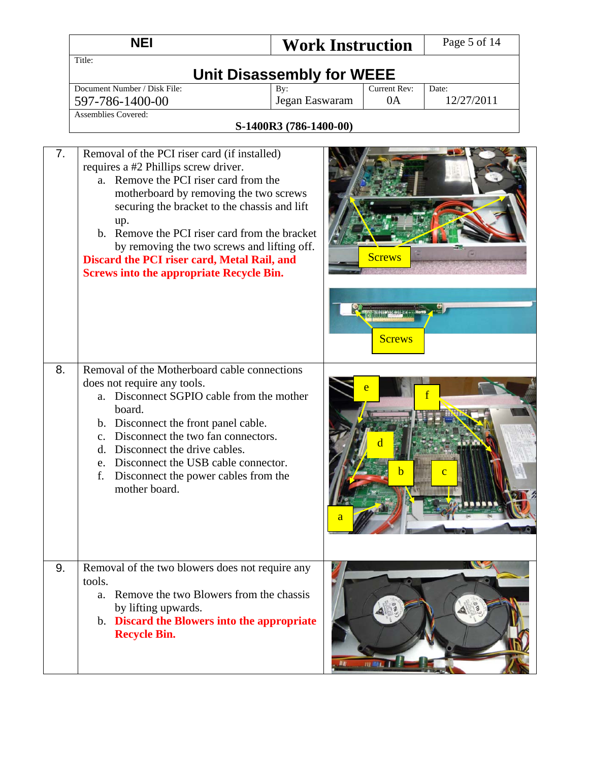| NEI | Work Instruction | |
|---|---|---|
| Title: **Unit Disassembly for WEEE** | | |
| Document Number / Disk File: 597-786-1400-00 | By: Jegan Easwaram | Current Rev: 0A | Date: 12/27/2011 |
| Assemblies Covered: **S-1400R3 (786-1400-00)** | | |

| Step | Instruction |
|---|---|
| 7. | Removal of the PCI riser card (if installed) requires a #2 Phillips screw driver.<br>a. Remove the PCI riser card from the motherboard by removing the two screws securing the bracket to the chassis and lift up.<br>b. Remove the PCI riser card from the bracket by removing the two screws and lifting off.<br>**Discard the PCI riser card, Metal Rail, and Screws into the appropriate Recycle Bin.** |
| 8. | Removal of the Motherboard cable connections does not require any tools.<br>a. Disconnect SGPIO cable from the mother board.<br>b. Disconnect the front panel cable.<br>c. Disconnect the two fan connectors.<br>d. Disconnect the drive cables.<br>e. Disconnect the USB cable connector.<br>f. Disconnect the power cables from the mother board. |
| 9. | Removal of the two blowers does not require any tools.<br>a. Remove the two Blowers from the chassis by lifting upwards.<br>b. **Discard the Blowers into the appropriate Recycle Bin.** |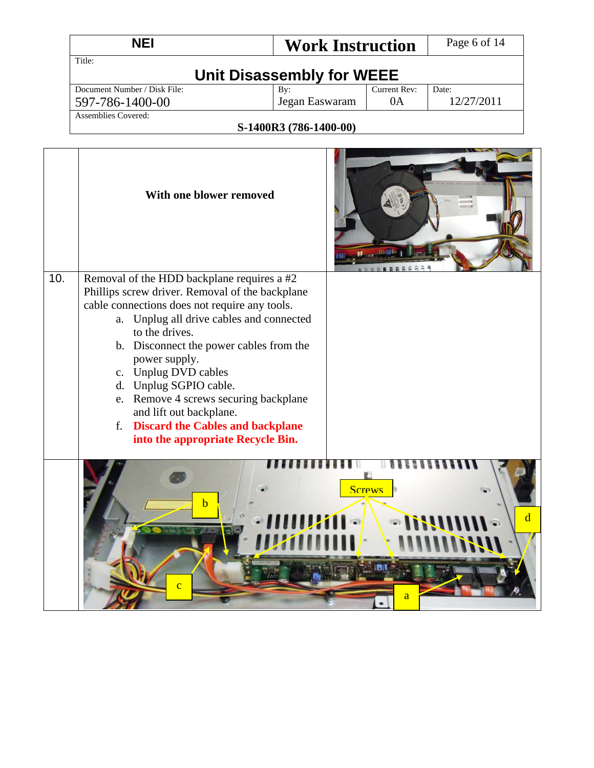| | | |
|---|---|---|
| | **With one blower removed** | |
| 10. | Removal of the HDD backplane requires a #2 Phillips screw driver. Removal of the backplane cable connections does not require any tools.<br>a. Unplug all drive cables and connected to the drives.<br>b. Disconnect the power cables from the power supply.<br>c. Unplug DVD cables<br>d. Unplug SGPIO cable.<br>e. Remove 4 screws securing backplane and lift out backplane.<br>f. **Discard the Cables and backplane into the appropriate Recycle Bin.** | |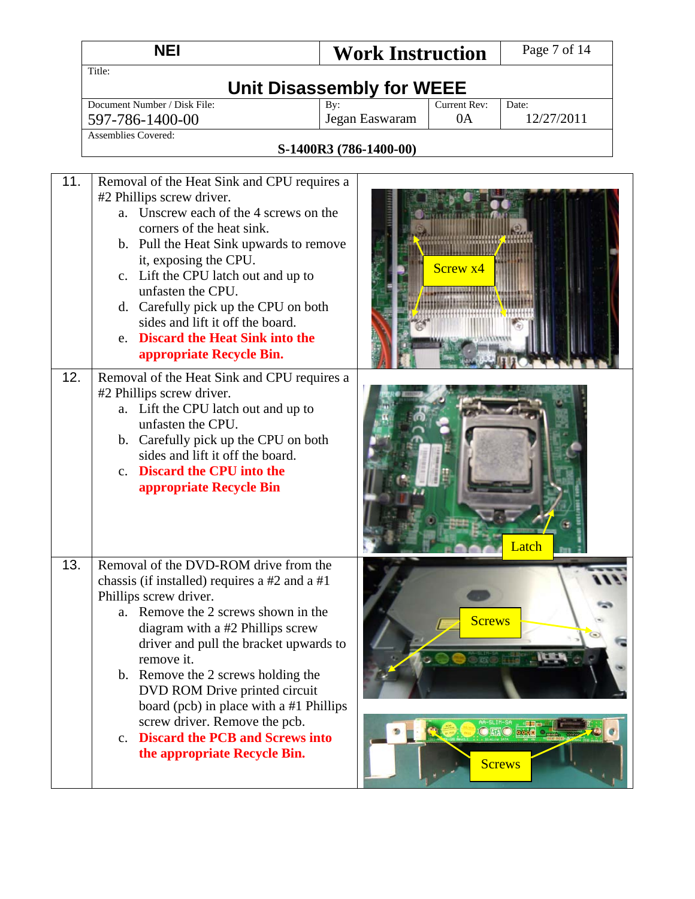| NEI | Work Instruction | |
|---|---|---|
| Title: **Unit Disassembly for WEEE** | | |
| Document Number / Disk File: 597-786-1400-00 | By: Jegan Easwaram | Current Rev: 0A | Date: 12/27/2011 |
| Assemblies Covered: **S-1400R3 (786-1400-00)** | | |

| # | Instruction | Image labels |
|---|---|---|
| 11. | Removal of the Heat Sink and CPU requires a #2 Phillips screw driver.<br>a. Unscrew each of the 4 screws on the corners of the heat sink.<br>b. Pull the Heat Sink upwards to remove it, exposing the CPU.<br>c. Lift the CPU latch out and up to unfasten the CPU.<br>d. Carefully pick up the CPU on both sides and lift it off the board.<br>e. **Discard the Heat Sink into the appropriate Recycle Bin.** | Screw x4 |
| 12. | Removal of the Heat Sink and CPU requires a #2 Phillips screw driver.<br>a. Lift the CPU latch out and up to unfasten the CPU.<br>b. Carefully pick up the CPU on both sides and lift it off the board.<br>c. **Discard the CPU into the appropriate Recycle Bin** | Latch |
| 13. | Removal of the DVD-ROM drive from the chassis (if installed) requires a #2 and a #1 Phillips screw driver.<br>a. Remove the 2 screws shown in the diagram with a #2 Phillips screw driver and pull the bracket upwards to remove it.<br>b. Remove the 2 screws holding the DVD ROM Drive printed circuit board (pcb) in place with a #1 Phillips screw driver. Remove the pcb.<br>c. **Discard the PCB and Screws into the appropriate Recycle Bin.** | Screws<br>Screws |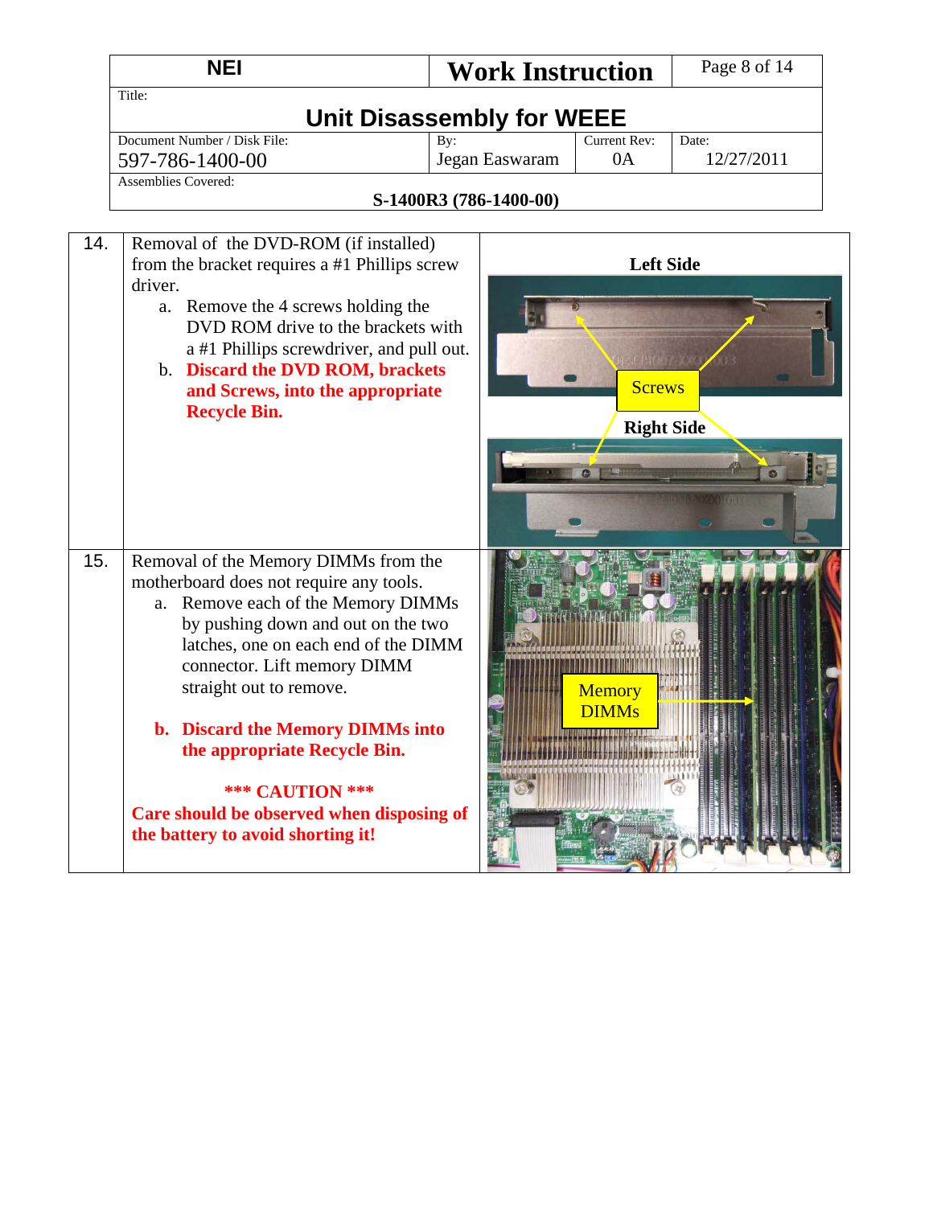| NEI | Work Instruction | |
|---|---|---|
| Title: **Unit Disassembly for WEEE** | | |
| Document Number / Disk File: 597-786-1400-00 | By: Jegan Easwaram | Current Rev: 0A | Date: 12/27/2011 |
| Assemblies Covered: **S-1400R3 (786-1400-00)** | | |

| | | |
|---|---|---|
| 14. | Removal of the DVD-ROM (if installed) from the bracket requires a #1 Phillips screw driver.<br>a. Remove the 4 screws holding the DVD ROM drive to the brackets with a #1 Phillips screwdriver, and pull out.<br>b. **Discard the DVD ROM, brackets and Screws, into the appropriate Recycle Bin.** | **Left Side**<br>Screws<br>**Right Side** |
| 15. | Removal of the Memory DIMMs from the motherboard does not require any tools.<br>a. Remove each of the Memory DIMMs by pushing down and out on the two latches, one on each end of the DIMM connector. Lift memory DIMM straight out to remove.<br>**b. Discard the Memory DIMMs into the appropriate Recycle Bin.**<br>**\*\*\* CAUTION \*\*\***<br>**Care should be observed when disposing of the battery to avoid shorting it!** | Memory DIMMs |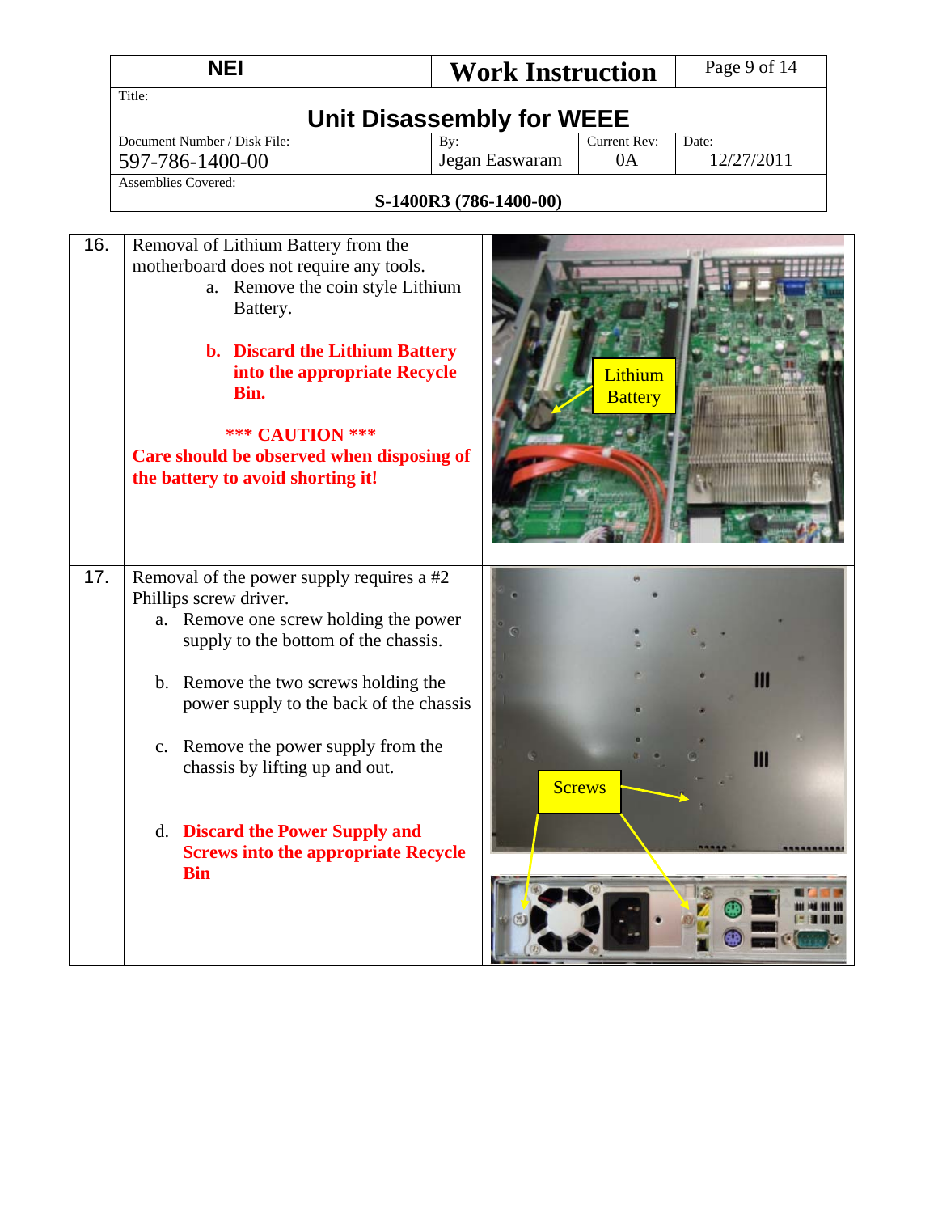| NEI | Work Instruction | |
|---|---|---|
| Title: **Unit Disassembly for WEEE** | | |
| Document Number / Disk File: 597-786-1400-00 | By: Jegan Easwaram | Current Rev: 0A | Date: 12/27/2011 |
| Assemblies Covered: **S-1400R3 (786-1400-00)** | | |

| | | |
|---|---|---|
| 16. | Removal of Lithium Battery from the motherboard does not require any tools.<br>a. Remove the coin style Lithium Battery.<br><br>**b. Discard the Lithium Battery into the appropriate Recycle Bin.**<br><br>**\*\*\* CAUTION \*\*\***<br>**Care should be observed when disposing of the battery to avoid shorting it!** | Lithium Battery |
| 17. | Removal of the power supply requires a #2 Phillips screw driver.<br>a. Remove one screw holding the power supply to the bottom of the chassis.<br><br>b. Remove the two screws holding the power supply to the back of the chassis<br><br>c. Remove the power supply from the chassis by lifting up and out.<br><br>**d. Discard the Power Supply and Screws into the appropriate Recycle Bin** | Screws |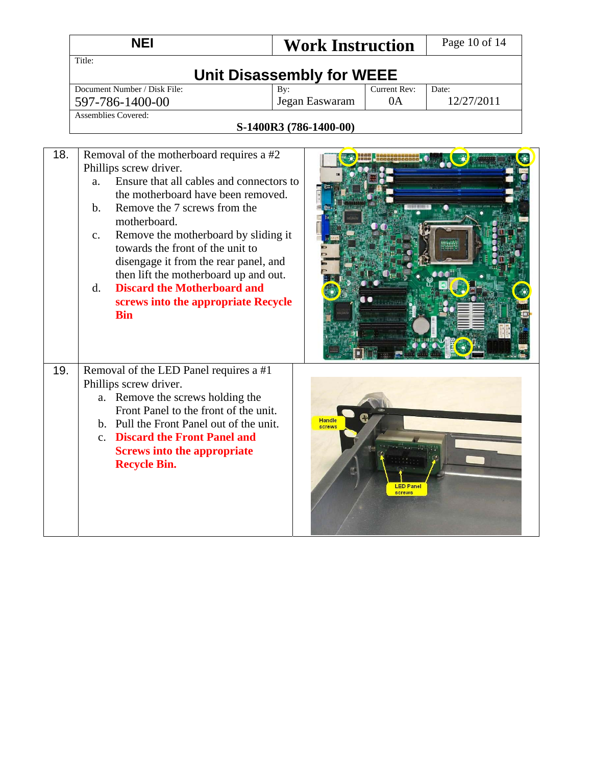| NEI | Work Instruction | Page 10 of 14 |
|---|---|---|
| Title: **Unit Disassembly for WEEE** | | |
| Document Number / Disk File: 597-786-1400-00 | By: Jegan Easwaram | Current Rev: 0A | Date: 12/27/2011 |
| Assemblies Covered: **S-1400R3 (786-1400-00)** | | |

| | | |
|---|---|---|
| 18. | Removal of the motherboard requires a #2 Phillips screw driver.<br>a. Ensure that all cables and connectors to the motherboard have been removed.<br>b. Remove the 7 screws from the motherboard.<br>c. Remove the motherboard by sliding it towards the front of the unit to disengage it from the rear panel, and then lift the motherboard up and out.<br>d. **Discard the Motherboard and screws into the appropriate Recycle Bin** | |
| 19. | Removal of the LED Panel requires a #1 Phillips screw driver.<br>a. Remove the screws holding the Front Panel to the front of the unit.<br>b. Pull the Front Panel out of the unit.<br>c. **Discard the Front Panel and Screws into the appropriate Recycle Bin.** | Handle screws<br>LED Panel screws |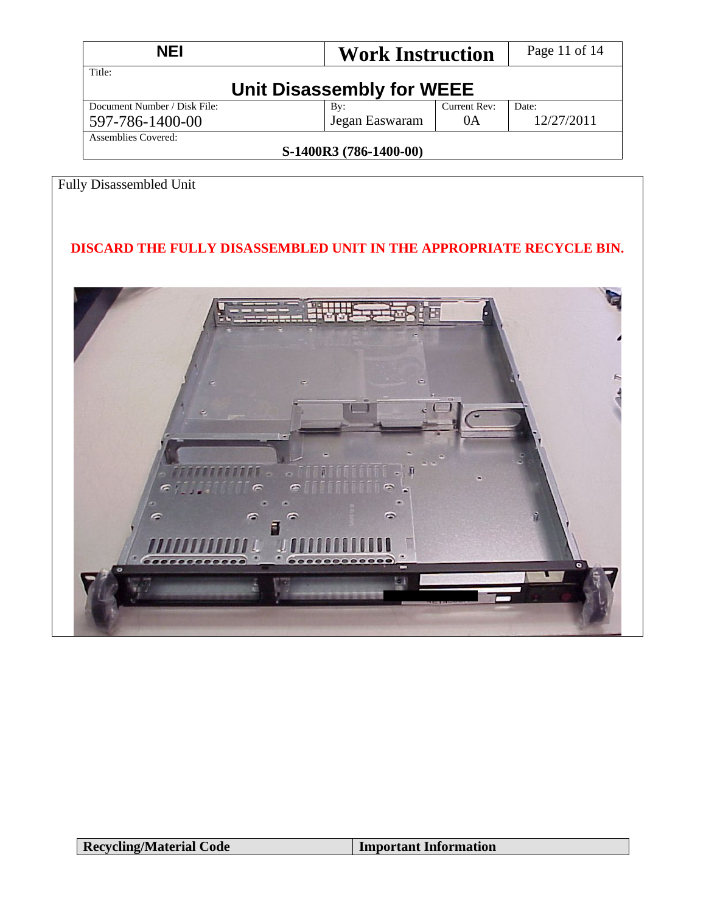| NEI | Work Instruction | |
|---|---|---|
| Title: | | |
| **Unit Disassembly for WEEE** | | |
| Document Number / Disk File: 597-786-1400-00 | By: Jegan Easwaram | Current Rev: 0A | Date: 12/27/2011 |
| Assemblies Covered: **S-1400R3 (786-1400-00)** | | |

Fully Disassembled Unit

**DISCARD THE FULLY DISASSEMBLED UNIT IN THE APPROPRIATE RECYCLE BIN.**

| Recycling/Material Code | Important Information |
|---|---|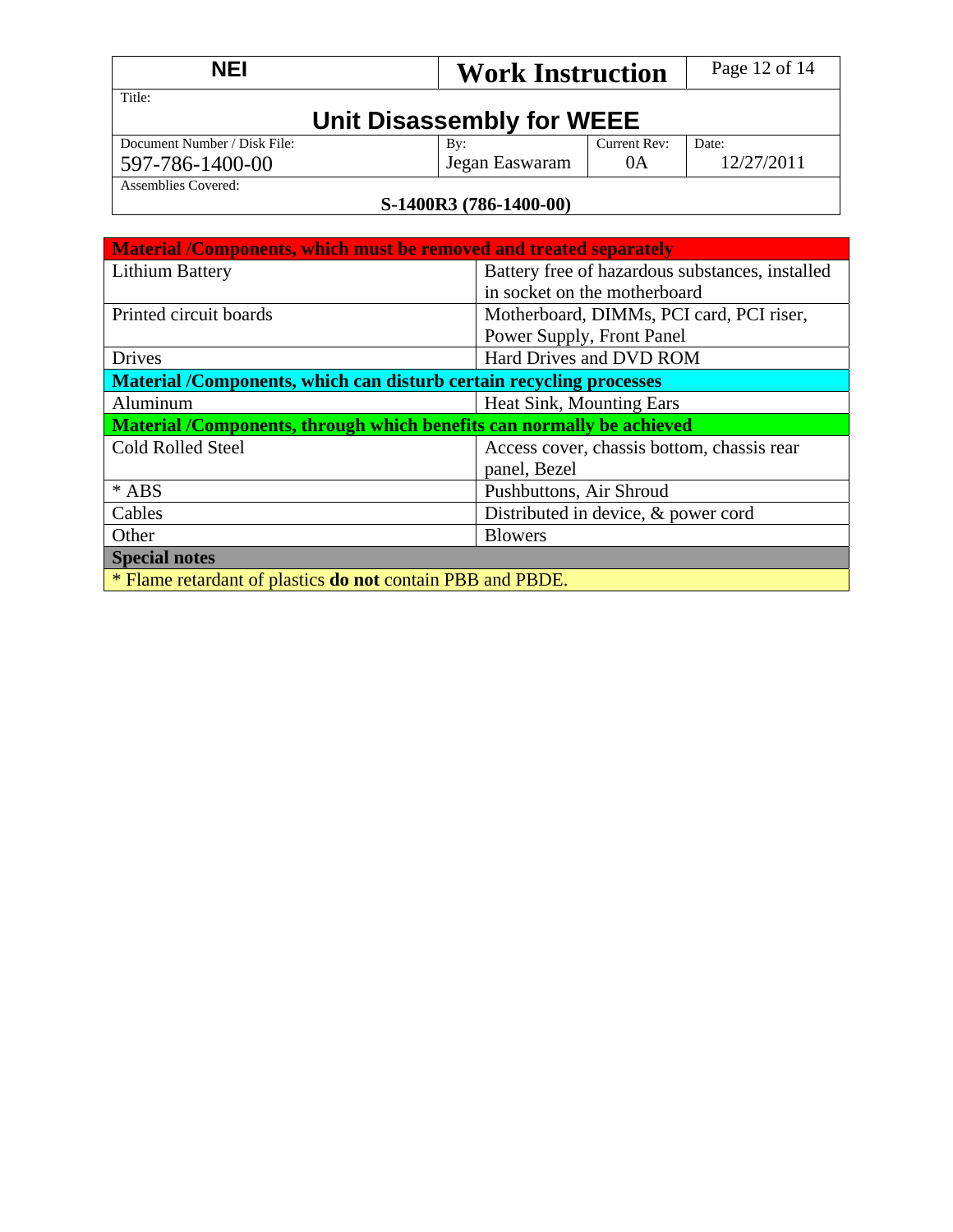| Material /Components, which must be removed and treated separately | |
|---|---|
| Lithium Battery | Battery free of hazardous substances, installed in socket on the motherboard |
| Printed circuit boards | Motherboard, DIMMs, PCI card, PCI riser, Power Supply, Front Panel |
| Drives | Hard Drives and DVD ROM |
| **Material /Components, which can disturb certain recycling processes** | |
| Aluminum | Heat Sink, Mounting Ears |
| **Material /Components, through which benefits can normally be achieved** | |
| Cold Rolled Steel | Access cover, chassis bottom, chassis rear panel, Bezel |
| * ABS | Pushbuttons, Air Shroud |
| Cables | Distributed in device, & power cord |
| Other | Blowers |
| **Special notes** | |
| * Flame retardant of plastics **do not** contain PBB and PBDE. | |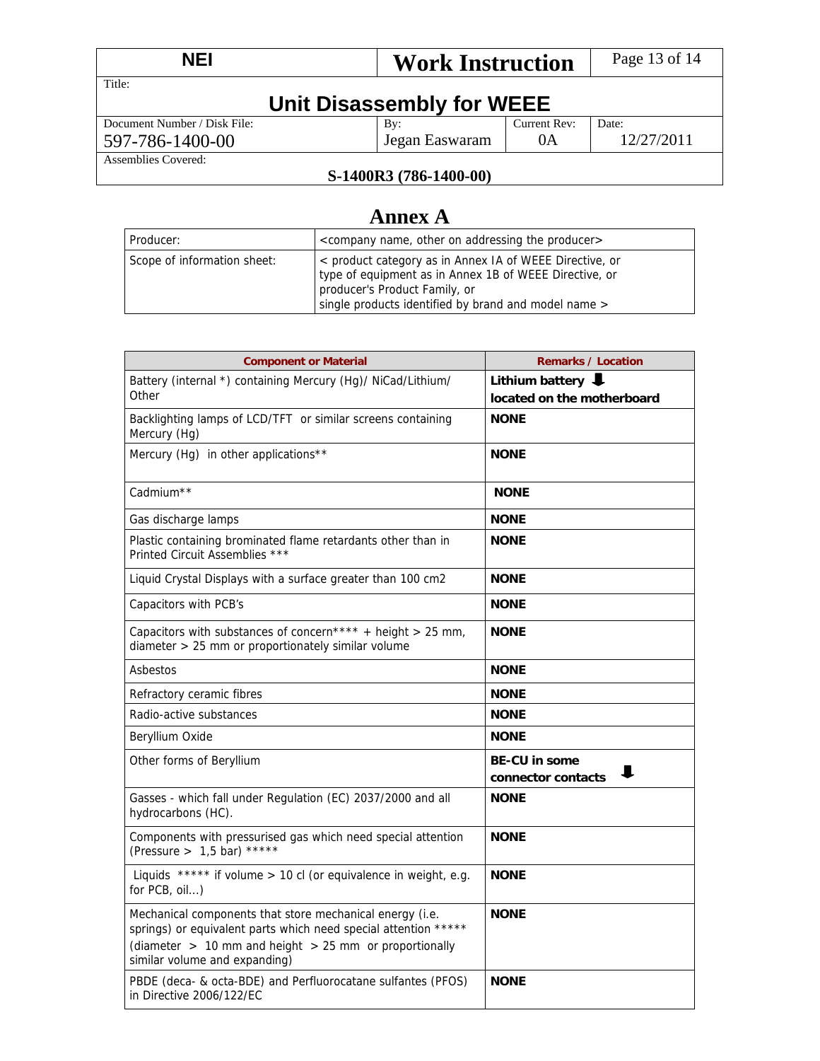| NEI | Work Instruction | | |
|---|---|---|---|
| Title: **Unit Disassembly for WEEE** | | | |
| Document Number / Disk File: 597-786-1400-00 | By: Jegan Easwaram | Current Rev: 0A | Date: 12/27/2011 |
| Assemblies Covered: **S-1400R3 (786-1400-00)** | | | |

# Annex A

| Producer: | <company name, other on addressing the producer> |
|---|---|
| Scope of information sheet: | < product category as in Annex IA of WEEE Directive, or type of equipment as in Annex 1B of WEEE Directive, or producer's Product Family, or single products identified by brand and model name > |

| Component or Material | Remarks / Location |
|---|---|
| Battery (internal *) containing Mercury (Hg)/ NiCad/Lithium/ Other | **Lithium battery ⬇ located on the motherboard** |
| Backlighting lamps of LCD/TFT or similar screens containing Mercury (Hg) | **NONE** |
| Mercury (Hg) in other applications** | **NONE** |
| Cadmium** | **NONE** |
| Gas discharge lamps | **NONE** |
| Plastic containing brominated flame retardants other than in Printed Circuit Assemblies *** | **NONE** |
| Liquid Crystal Displays with a surface greater than 100 cm2 | **NONE** |
| Capacitors with PCB's | **NONE** |
| Capacitors with substances of concern**** + height > 25 mm, diameter > 25 mm or proportionately similar volume | **NONE** |
| Asbestos | **NONE** |
| Refractory ceramic fibres | **NONE** |
| Radio-active substances | **NONE** |
| Beryllium Oxide | **NONE** |
| Other forms of Beryllium | **BE-CU in some connector contacts ⬇** |
| Gasses - which fall under Regulation (EC) 2037/2000 and all hydrocarbons (HC). | **NONE** |
| Components with pressurised gas which need special attention (Pressure > 1,5 bar) ***** | **NONE** |
| Liquids ***** if volume > 10 cl (or equivalence in weight, e.g. for PCB, oil...) | **NONE** |
| Mechanical components that store mechanical energy (i.e. springs) or equivalent parts which need special attention ***** (diameter > 10 mm and height > 25 mm or proportionally similar volume and expanding) | **NONE** |
| PBDE (deca- & octa-BDE) and Perfluorocatane sulfantes (PFOS) in Directive 2006/122/EC | **NONE** |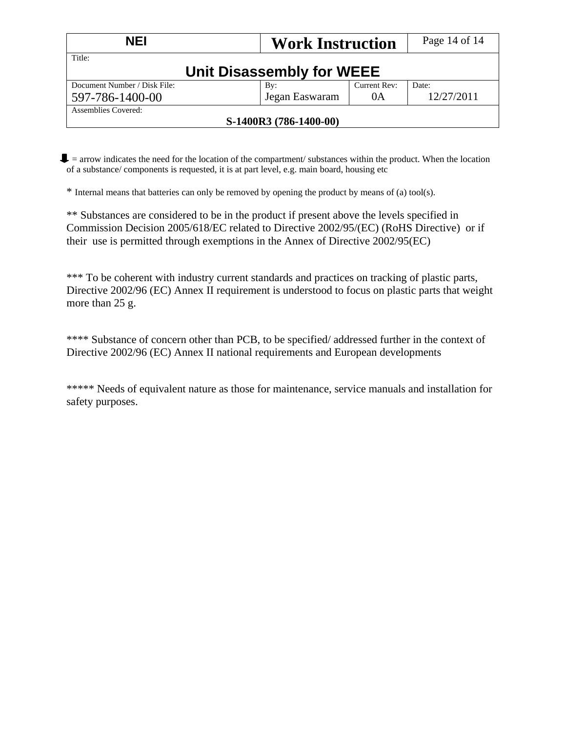⬇ = arrow indicates the need for the location of the compartment/ substances within the product. When the location of a substance/ components is requested, it is at part level, e.g. main board, housing etc

* Internal means that batteries can only be removed by opening the product by means of (a) tool(s).

** Substances are considered to be in the product if present above the levels specified in Commission Decision 2005/618/EC related to Directive 2002/95/(EC) (RoHS Directive) or if their use is permitted through exemptions in the Annex of Directive 2002/95(EC)

*** To be coherent with industry current standards and practices on tracking of plastic parts, Directive 2002/96 (EC) Annex II requirement is understood to focus on plastic parts that weight more than 25 g.

**** Substance of concern other than PCB, to be specified/ addressed further in the context of Directive 2002/96 (EC) Annex II national requirements and European developments

***** Needs of equivalent nature as those for maintenance, service manuals and installation for safety purposes.